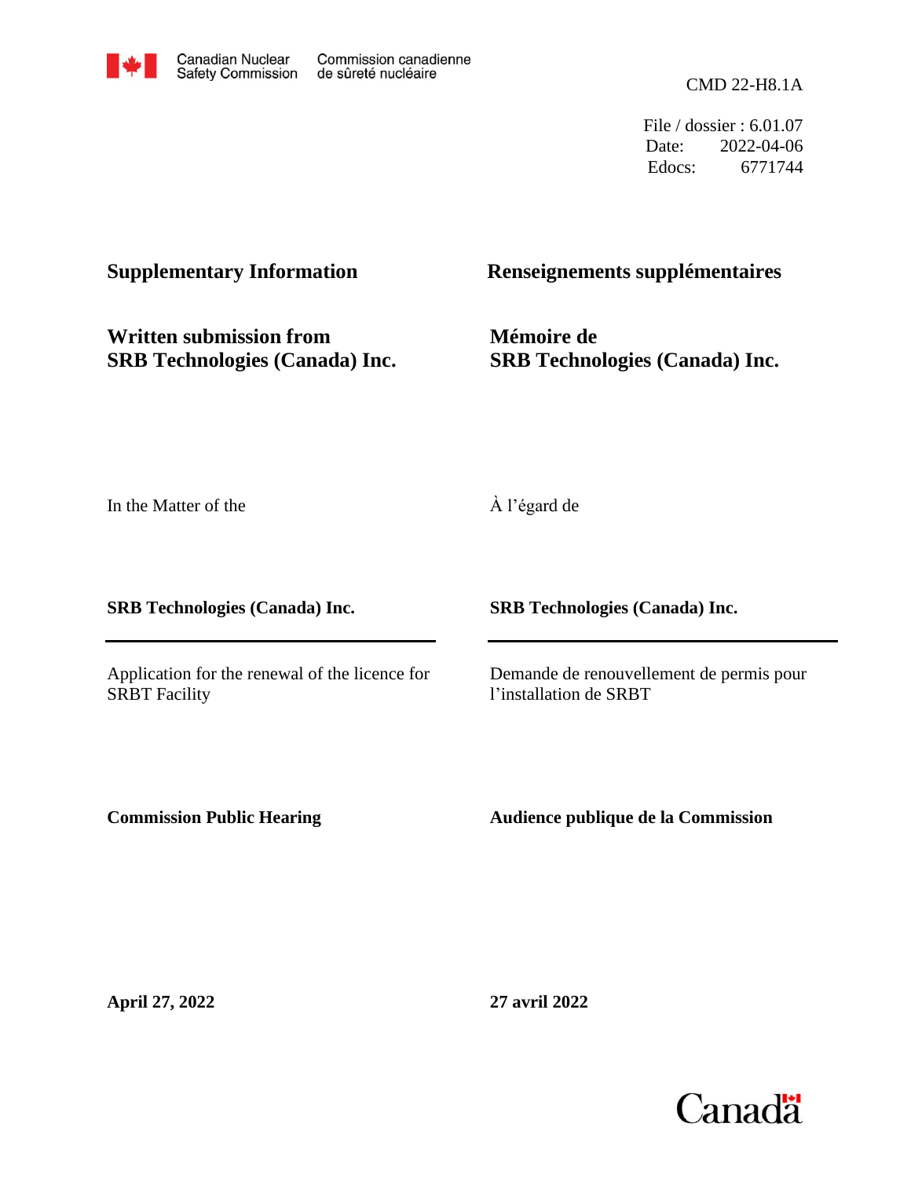Canadian Nuclear Safety Commission | Commission canadienne de sûreté nucléaire

CMD 22-H8.1A

File / dossier : 6.01.07
Date: 2022-04-06
Edocs: 6771744

## Supplementary Information

## Renseignements supplémentaires

**Written submission from SRB Technologies (Canada) Inc.**

**Mémoire de SRB Technologies (Canada) Inc.**

In the Matter of the

À l'égard de

**SRB Technologies (Canada) Inc.**

**SRB Technologies (Canada) Inc.**

Application for the renewal of the licence for SRBT Facility

Demande de renouvellement de permis pour l'installation de SRBT

**Commission Public Hearing**

**Audience publique de la Commission**

**April 27, 2022**

**27 avril 2022**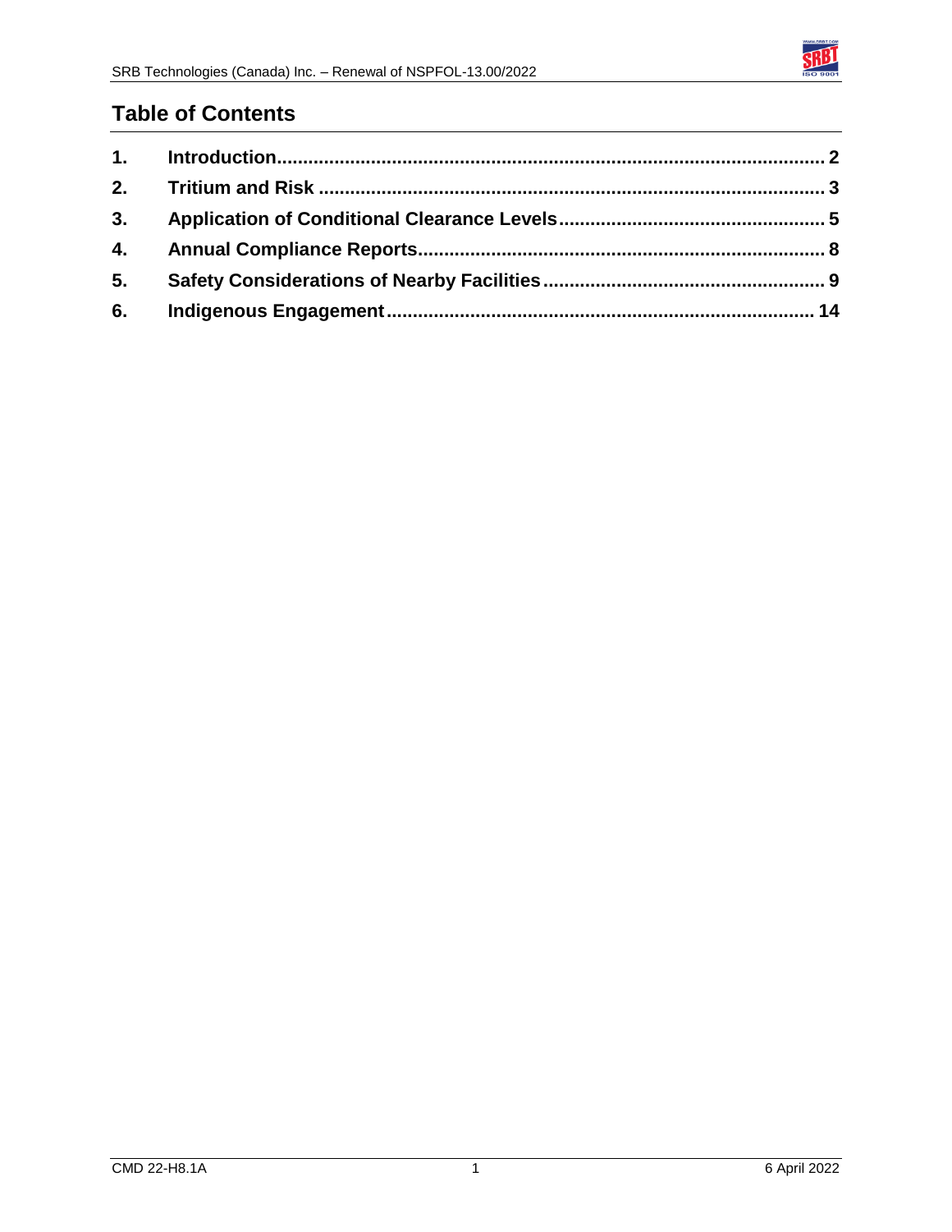## Table of Contents

1. **Introduction** ........................................................................ 2
2. **Tritium and Risk** ........................................................................ 3
3. **Application of Conditional Clearance Levels** ........................................ 5
4. **Annual Compliance Reports** ........................................................ 8
5. **Safety Considerations of Nearby Facilities** ........................................ 9
6. **Indigenous Engagement** ........................................................... 14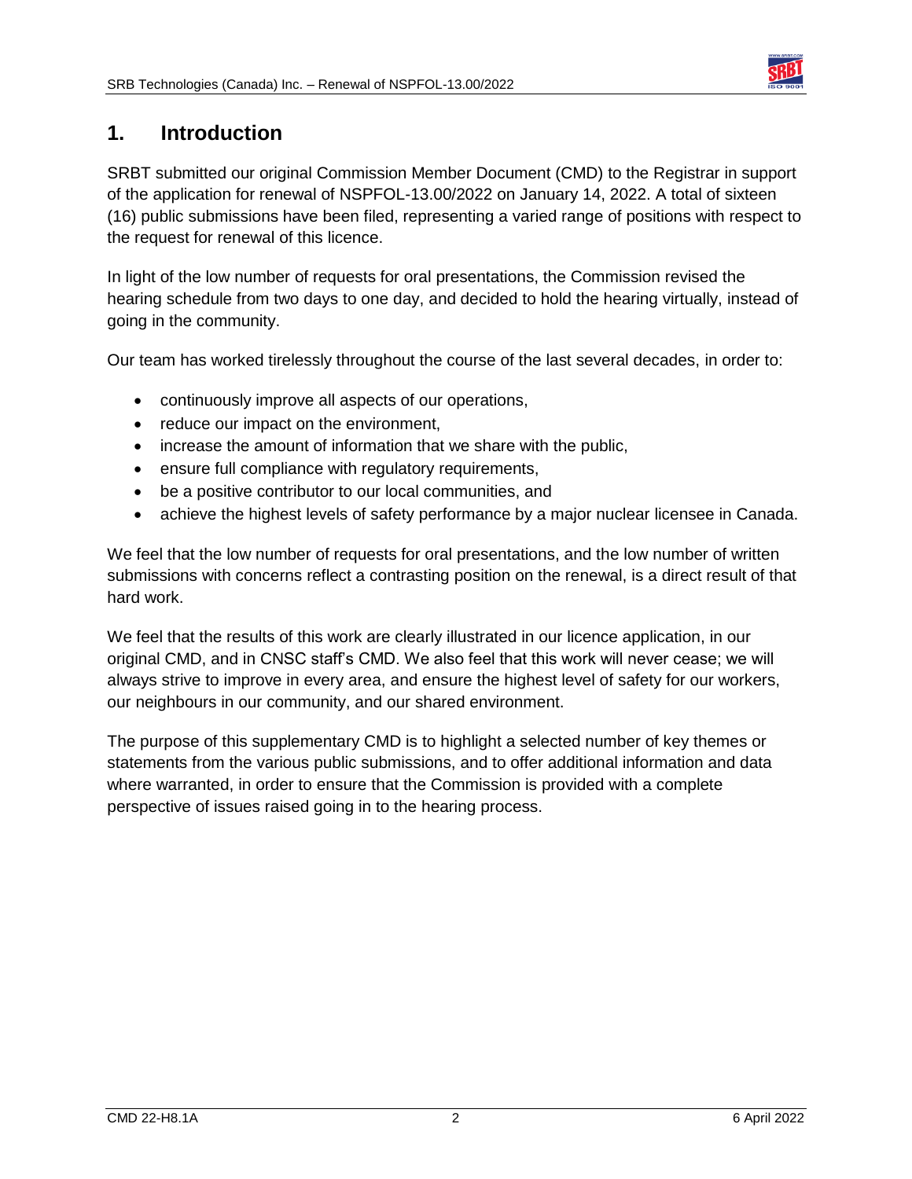# 1. Introduction

SRBT submitted our original Commission Member Document (CMD) to the Registrar in support of the application for renewal of NSPFOL-13.00/2022 on January 14, 2022. A total of sixteen (16) public submissions have been filed, representing a varied range of positions with respect to the request for renewal of this licence.

In light of the low number of requests for oral presentations, the Commission revised the hearing schedule from two days to one day, and decided to hold the hearing virtually, instead of going in the community.

Our team has worked tirelessly throughout the course of the last several decades, in order to:

- continuously improve all aspects of our operations,
- reduce our impact on the environment,
- increase the amount of information that we share with the public,
- ensure full compliance with regulatory requirements,
- be a positive contributor to our local communities, and
- achieve the highest levels of safety performance by a major nuclear licensee in Canada.

We feel that the low number of requests for oral presentations, and the low number of written submissions with concerns reflect a contrasting position on the renewal, is a direct result of that hard work.

We feel that the results of this work are clearly illustrated in our licence application, in our original CMD, and in CNSC staff's CMD. We also feel that this work will never cease; we will always strive to improve in every area, and ensure the highest level of safety for our workers, our neighbours in our community, and our shared environment.

The purpose of this supplementary CMD is to highlight a selected number of key themes or statements from the various public submissions, and to offer additional information and data where warranted, in order to ensure that the Commission is provided with a complete perspective of issues raised going in to the hearing process.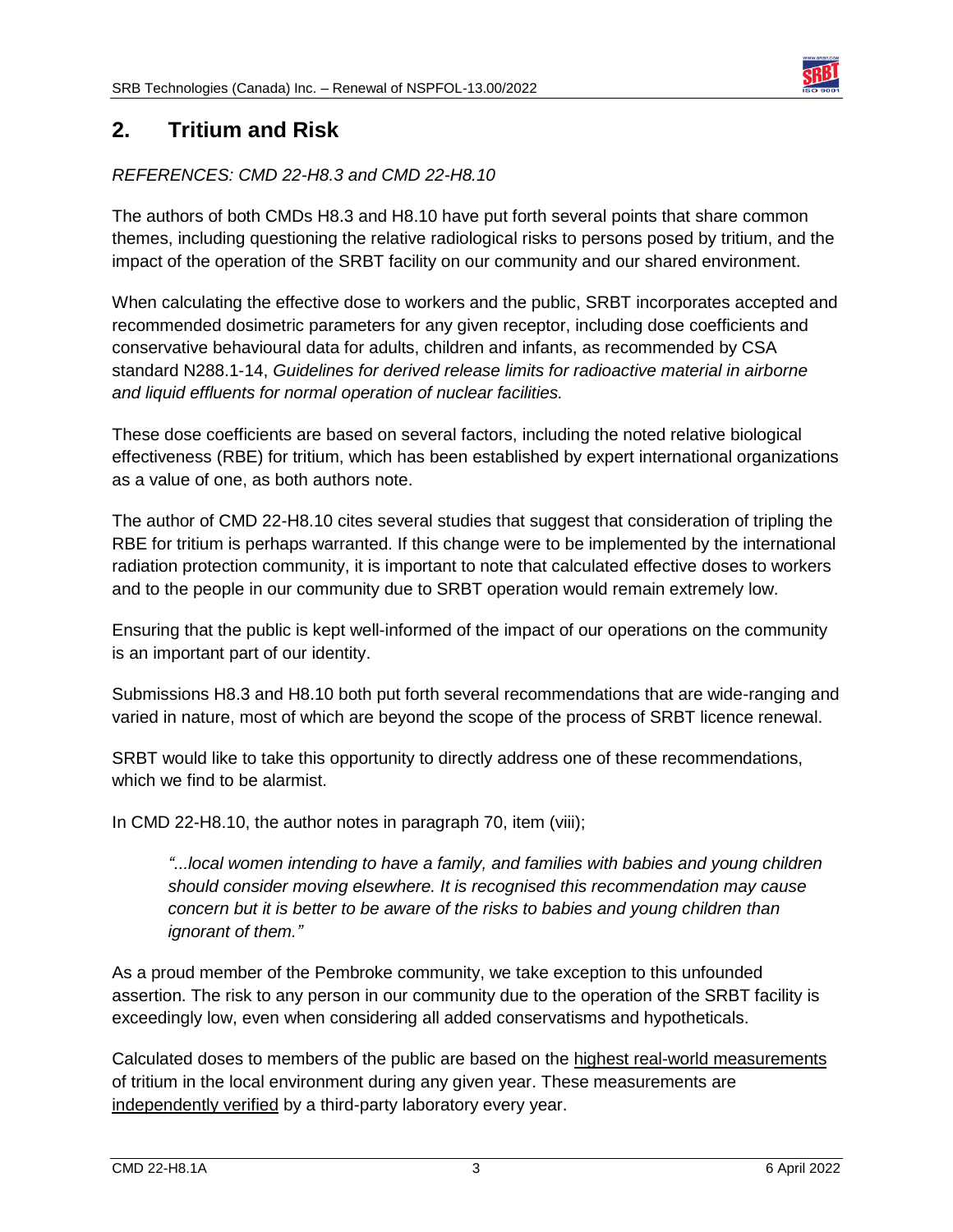## 2. Tritium and Risk

*REFERENCES: CMD 22-H8.3 and CMD 22-H8.10*

The authors of both CMDs H8.3 and H8.10 have put forth several points that share common themes, including questioning the relative radiological risks to persons posed by tritium, and the impact of the operation of the SRBT facility on our community and our shared environment.

When calculating the effective dose to workers and the public, SRBT incorporates accepted and recommended dosimetric parameters for any given receptor, including dose coefficients and conservative behavioural data for adults, children and infants, as recommended by CSA standard N288.1-14, *Guidelines for derived release limits for radioactive material in airborne and liquid effluents for normal operation of nuclear facilities.*

These dose coefficients are based on several factors, including the noted relative biological effectiveness (RBE) for tritium, which has been established by expert international organizations as a value of one, as both authors note.

The author of CMD 22-H8.10 cites several studies that suggest that consideration of tripling the RBE for tritium is perhaps warranted. If this change were to be implemented by the international radiation protection community, it is important to note that calculated effective doses to workers and to the people in our community due to SRBT operation would remain extremely low.

Ensuring that the public is kept well-informed of the impact of our operations on the community is an important part of our identity.

Submissions H8.3 and H8.10 both put forth several recommendations that are wide-ranging and varied in nature, most of which are beyond the scope of the process of SRBT licence renewal.

SRBT would like to take this opportunity to directly address one of these recommendations, which we find to be alarmist.

In CMD 22-H8.10, the author notes in paragraph 70, item (viii);

> *"...local women intending to have a family, and families with babies and young children should consider moving elsewhere. It is recognised this recommendation may cause concern but it is better to be aware of the risks to babies and young children than ignorant of them."*

As a proud member of the Pembroke community, we take exception to this unfounded assertion. The risk to any person in our community due to the operation of the SRBT facility is exceedingly low, even when considering all added conservatisms and hypotheticals.

Calculated doses to members of the public are based on the highest real-world measurements of tritium in the local environment during any given year. These measurements are independently verified by a third-party laboratory every year.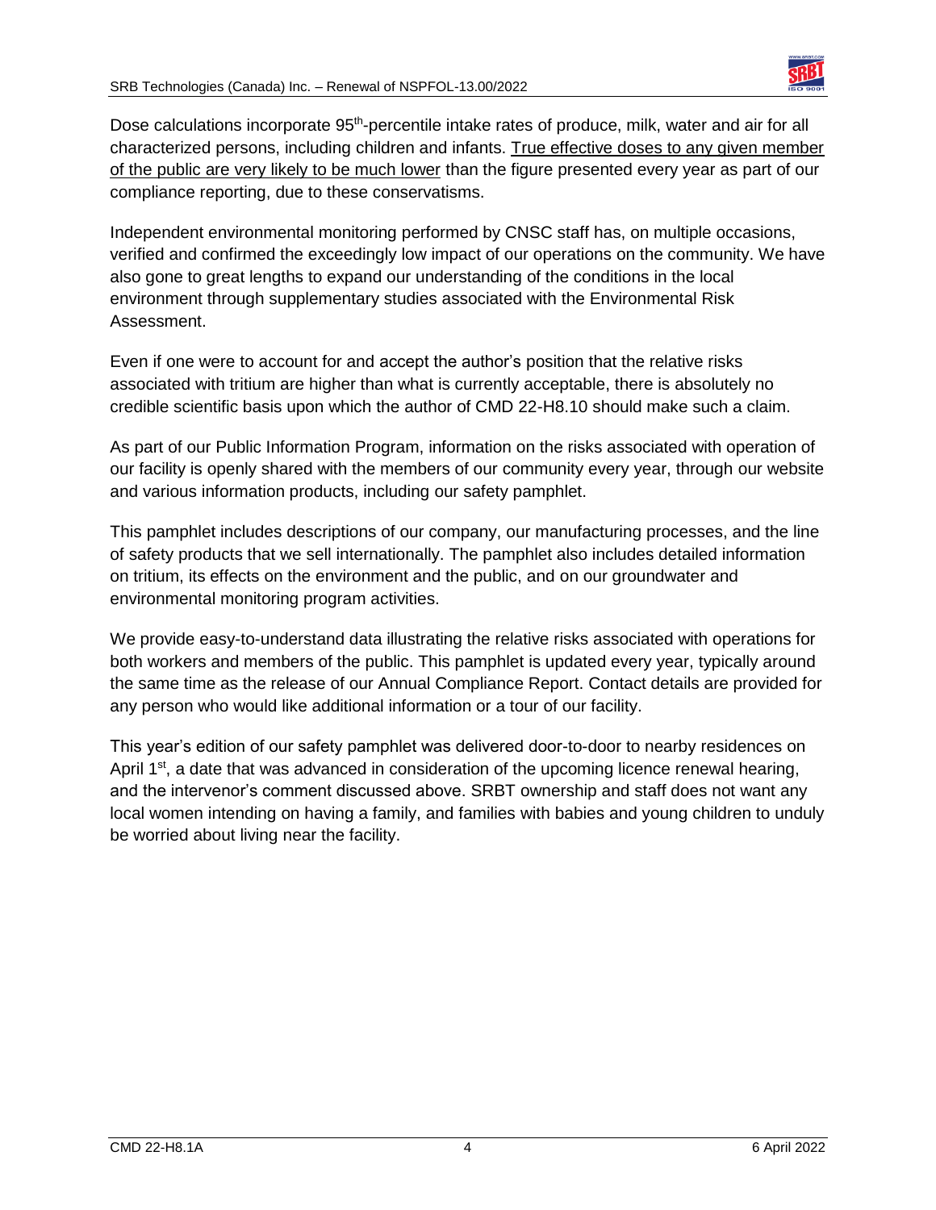Dose calculations incorporate 95th-percentile intake rates of produce, milk, water and air for all characterized persons, including children and infants. <u>True effective doses to any given member of the public are very likely to be much lower</u> than the figure presented every year as part of our compliance reporting, due to these conservatisms.

Independent environmental monitoring performed by CNSC staff has, on multiple occasions, verified and confirmed the exceedingly low impact of our operations on the community. We have also gone to great lengths to expand our understanding of the conditions in the local environment through supplementary studies associated with the Environmental Risk Assessment.

Even if one were to account for and accept the author's position that the relative risks associated with tritium are higher than what is currently acceptable, there is absolutely no credible scientific basis upon which the author of CMD 22-H8.10 should make such a claim.

As part of our Public Information Program, information on the risks associated with operation of our facility is openly shared with the members of our community every year, through our website and various information products, including our safety pamphlet.

This pamphlet includes descriptions of our company, our manufacturing processes, and the line of safety products that we sell internationally. The pamphlet also includes detailed information on tritium, its effects on the environment and the public, and on our groundwater and environmental monitoring program activities.

We provide easy-to-understand data illustrating the relative risks associated with operations for both workers and members of the public. This pamphlet is updated every year, typically around the same time as the release of our Annual Compliance Report. Contact details are provided for any person who would like additional information or a tour of our facility.

This year's edition of our safety pamphlet was delivered door-to-door to nearby residences on April 1st, a date that was advanced in consideration of the upcoming licence renewal hearing, and the intervenor's comment discussed above. SRBT ownership and staff does not want any local women intending on having a family, and families with babies and young children to unduly be worried about living near the facility.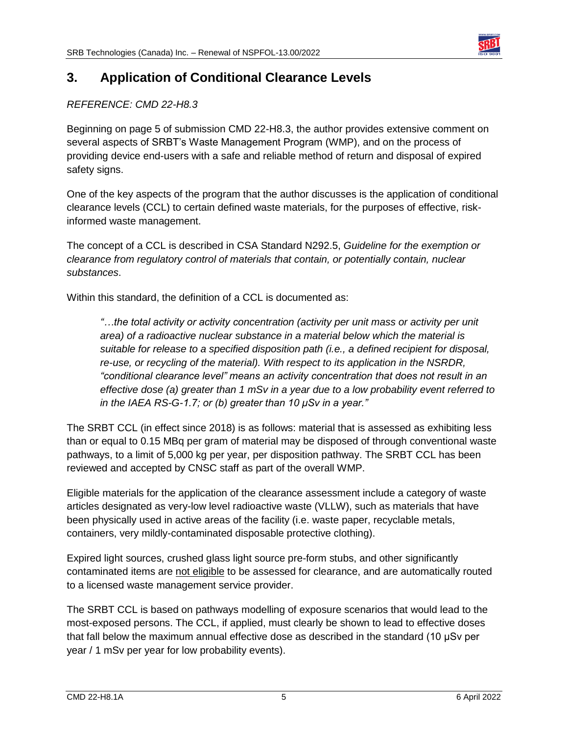## 3. Application of Conditional Clearance Levels

*REFERENCE: CMD 22-H8.3*

Beginning on page 5 of submission CMD 22-H8.3, the author provides extensive comment on several aspects of SRBT's Waste Management Program (WMP), and on the process of providing device end-users with a safe and reliable method of return and disposal of expired safety signs.

One of the key aspects of the program that the author discusses is the application of conditional clearance levels (CCL) to certain defined waste materials, for the purposes of effective, risk-informed waste management.

The concept of a CCL is described in CSA Standard N292.5, *Guideline for the exemption or clearance from regulatory control of materials that contain, or potentially contain, nuclear substances*.

Within this standard, the definition of a CCL is documented as:

> *"…the total activity or activity concentration (activity per unit mass or activity per unit area) of a radioactive nuclear substance in a material below which the material is suitable for release to a specified disposition path (i.e., a defined recipient for disposal, re-use, or recycling of the material). With respect to its application in the NSRDR, "conditional clearance level" means an activity concentration that does not result in an effective dose (a) greater than 1 mSv in a year due to a low probability event referred to in the IAEA RS-G-1.7; or (b) greater than 10 μSv in a year."*

The SRBT CCL (in effect since 2018) is as follows: material that is assessed as exhibiting less than or equal to 0.15 MBq per gram of material may be disposed of through conventional waste pathways, to a limit of 5,000 kg per year, per disposition pathway. The SRBT CCL has been reviewed and accepted by CNSC staff as part of the overall WMP.

Eligible materials for the application of the clearance assessment include a category of waste articles designated as very-low level radioactive waste (VLLW), such as materials that have been physically used in active areas of the facility (i.e. waste paper, recyclable metals, containers, very mildly-contaminated disposable protective clothing).

Expired light sources, crushed glass light source pre-form stubs, and other significantly contaminated items are not eligible to be assessed for clearance, and are automatically routed to a licensed waste management service provider.

The SRBT CCL is based on pathways modelling of exposure scenarios that would lead to the most-exposed persons. The CCL, if applied, must clearly be shown to lead to effective doses that fall below the maximum annual effective dose as described in the standard (10 μSv per year / 1 mSv per year for low probability events).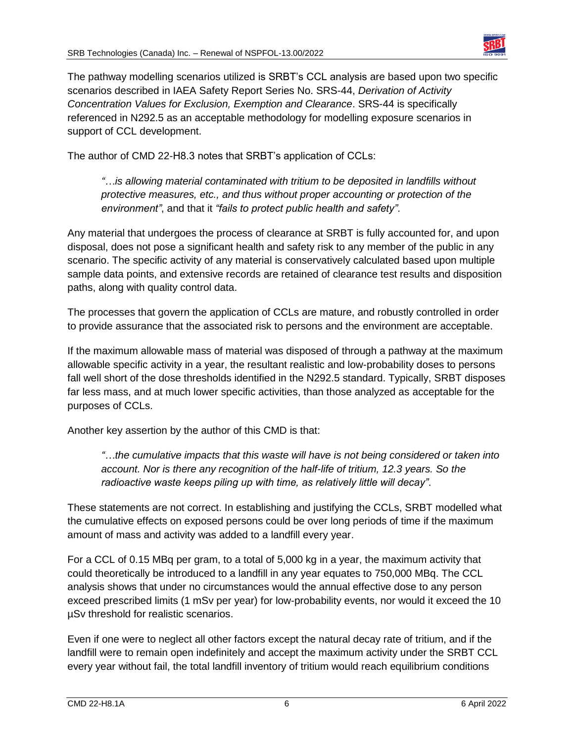The pathway modelling scenarios utilized is SRBT's CCL analysis are based upon two specific scenarios described in IAEA Safety Report Series No. SRS-44, *Derivation of Activity Concentration Values for Exclusion, Exemption and Clearance*. SRS-44 is specifically referenced in N292.5 as an acceptable methodology for modelling exposure scenarios in support of CCL development.

The author of CMD 22-H8.3 notes that SRBT's application of CCLs:

> *"…is allowing material contaminated with tritium to be deposited in landfills without protective measures, etc., and thus without proper accounting or protection of the environment"*, and that it *"fails to protect public health and safety"*.

Any material that undergoes the process of clearance at SRBT is fully accounted for, and upon disposal, does not pose a significant health and safety risk to any member of the public in any scenario. The specific activity of any material is conservatively calculated based upon multiple sample data points, and extensive records are retained of clearance test results and disposition paths, along with quality control data.

The processes that govern the application of CCLs are mature, and robustly controlled in order to provide assurance that the associated risk to persons and the environment are acceptable.

If the maximum allowable mass of material was disposed of through a pathway at the maximum allowable specific activity in a year, the resultant realistic and low-probability doses to persons fall well short of the dose thresholds identified in the N292.5 standard. Typically, SRBT disposes far less mass, and at much lower specific activities, than those analyzed as acceptable for the purposes of CCLs.

Another key assertion by the author of this CMD is that:

> *"…the cumulative impacts that this waste will have is not being considered or taken into account. Nor is there any recognition of the half-life of tritium, 12.3 years. So the radioactive waste keeps piling up with time, as relatively little will decay"*.

These statements are not correct. In establishing and justifying the CCLs, SRBT modelled what the cumulative effects on exposed persons could be over long periods of time if the maximum amount of mass and activity was added to a landfill every year.

For a CCL of 0.15 MBq per gram, to a total of 5,000 kg in a year, the maximum activity that could theoretically be introduced to a landfill in any year equates to 750,000 MBq. The CCL analysis shows that under no circumstances would the annual effective dose to any person exceed prescribed limits (1 mSv per year) for low-probability events, nor would it exceed the 10 µSv threshold for realistic scenarios.

Even if one were to neglect all other factors except the natural decay rate of tritium, and if the landfill were to remain open indefinitely and accept the maximum activity under the SRBT CCL every year without fail, the total landfill inventory of tritium would reach equilibrium conditions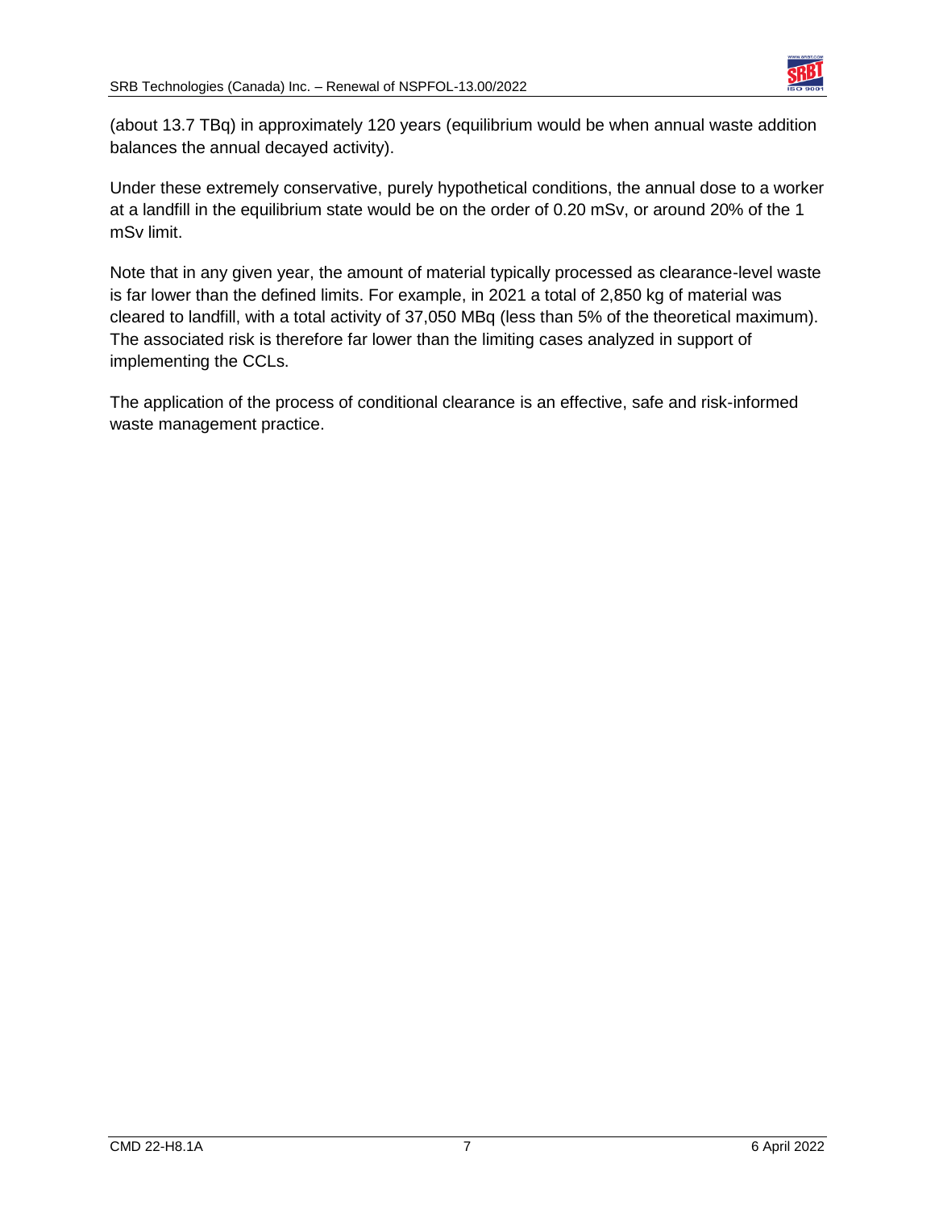(about 13.7 TBq) in approximately 120 years (equilibrium would be when annual waste addition balances the annual decayed activity).

Under these extremely conservative, purely hypothetical conditions, the annual dose to a worker at a landfill in the equilibrium state would be on the order of 0.20 mSv, or around 20% of the 1 mSv limit.

Note that in any given year, the amount of material typically processed as clearance-level waste is far lower than the defined limits. For example, in 2021 a total of 2,850 kg of material was cleared to landfill, with a total activity of 37,050 MBq (less than 5% of the theoretical maximum). The associated risk is therefore far lower than the limiting cases analyzed in support of implementing the CCLs.

The application of the process of conditional clearance is an effective, safe and risk-informed waste management practice.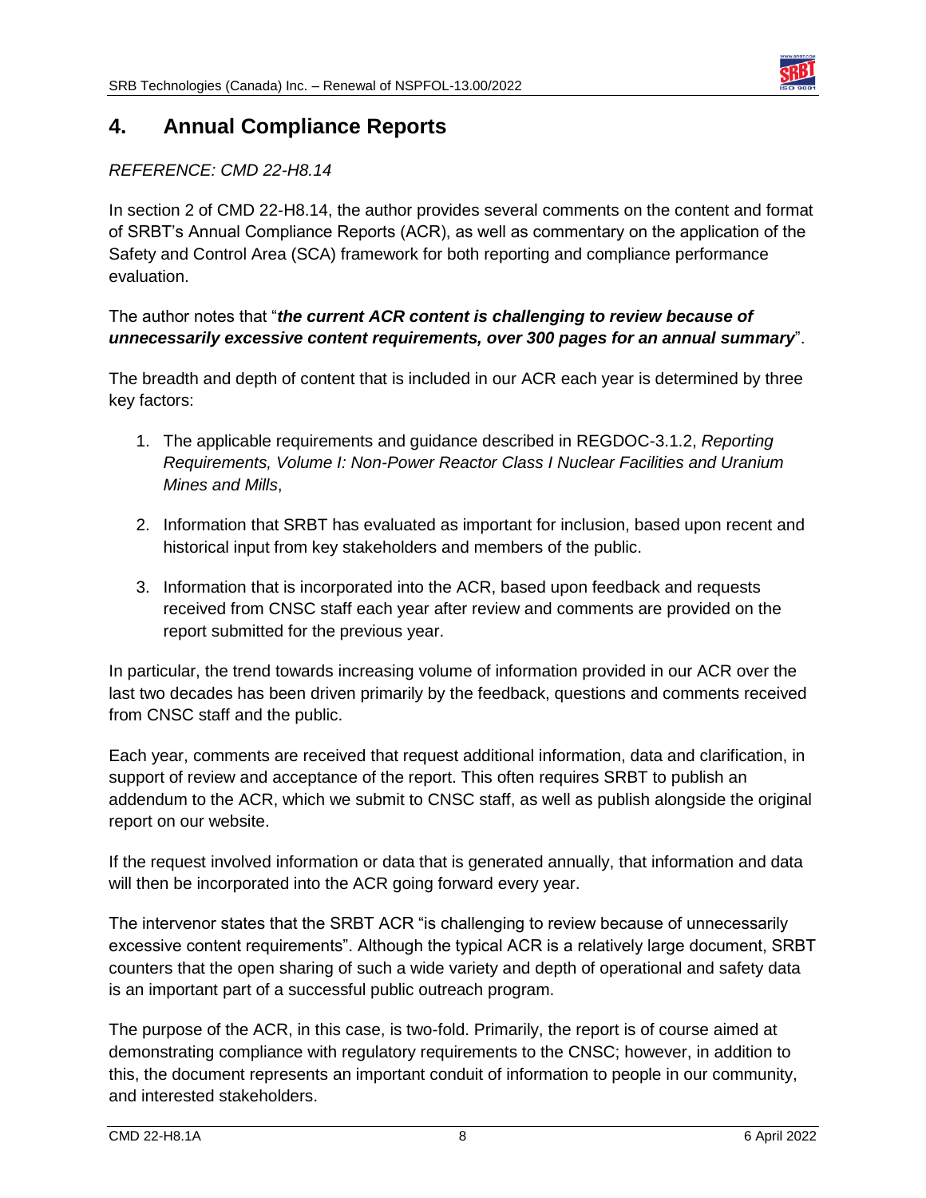## 4. Annual Compliance Reports

*REFERENCE: CMD 22-H8.14*

In section 2 of CMD 22-H8.14, the author provides several comments on the content and format of SRBT's Annual Compliance Reports (ACR), as well as commentary on the application of the Safety and Control Area (SCA) framework for both reporting and compliance performance evaluation.

The author notes that "***the current ACR content is challenging to review because of unnecessarily excessive content requirements, over 300 pages for an annual summary***".

The breadth and depth of content that is included in our ACR each year is determined by three key factors:

1. The applicable requirements and guidance described in REGDOC-3.1.2, *Reporting Requirements, Volume I: Non-Power Reactor Class I Nuclear Facilities and Uranium Mines and Mills*,

2. Information that SRBT has evaluated as important for inclusion, based upon recent and historical input from key stakeholders and members of the public.

3. Information that is incorporated into the ACR, based upon feedback and requests received from CNSC staff each year after review and comments are provided on the report submitted for the previous year.

In particular, the trend towards increasing volume of information provided in our ACR over the last two decades has been driven primarily by the feedback, questions and comments received from CNSC staff and the public.

Each year, comments are received that request additional information, data and clarification, in support of review and acceptance of the report. This often requires SRBT to publish an addendum to the ACR, which we submit to CNSC staff, as well as publish alongside the original report on our website.

If the request involved information or data that is generated annually, that information and data will then be incorporated into the ACR going forward every year.

The intervenor states that the SRBT ACR "is challenging to review because of unnecessarily excessive content requirements". Although the typical ACR is a relatively large document, SRBT counters that the open sharing of such a wide variety and depth of operational and safety data is an important part of a successful public outreach program.

The purpose of the ACR, in this case, is two-fold. Primarily, the report is of course aimed at demonstrating compliance with regulatory requirements to the CNSC; however, in addition to this, the document represents an important conduit of information to people in our community, and interested stakeholders.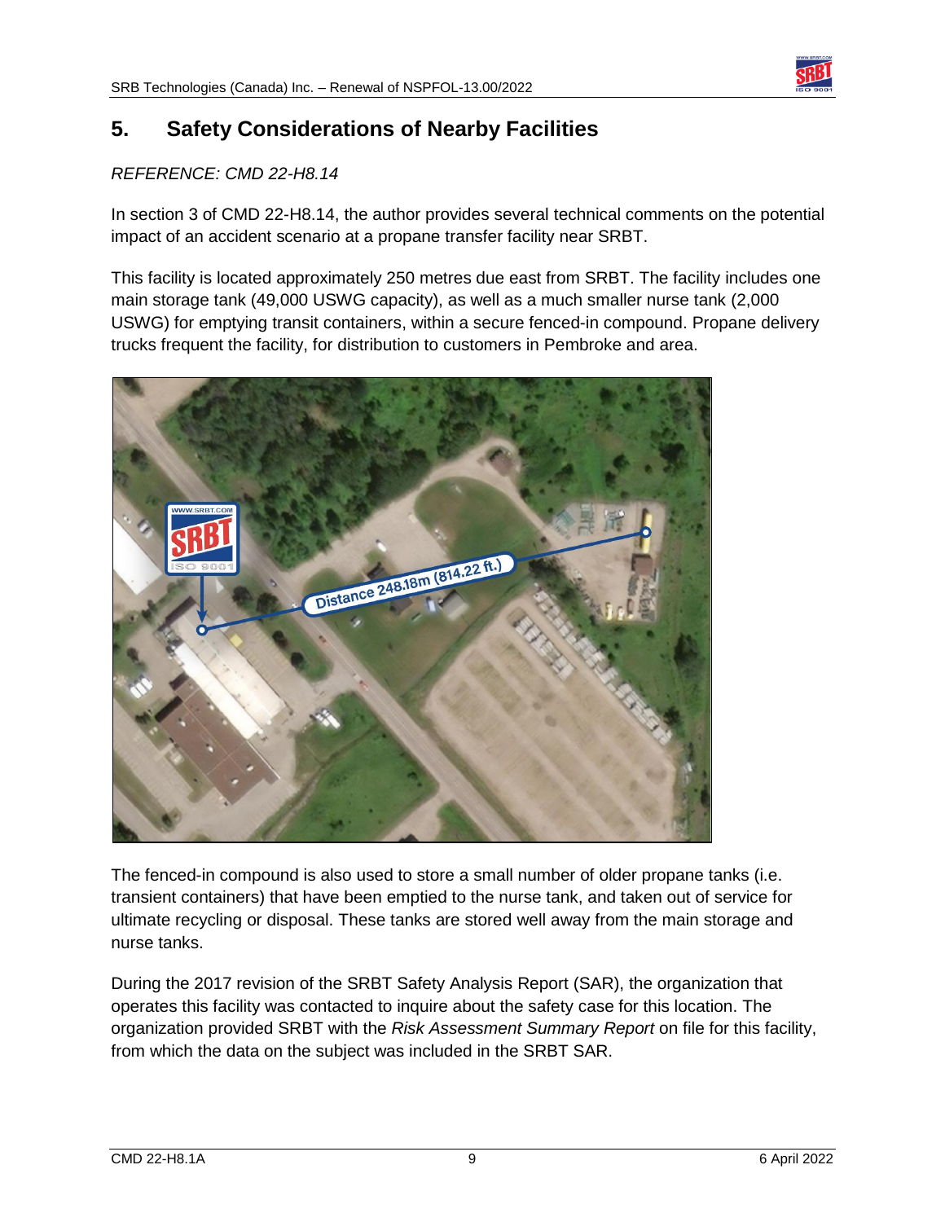## 5. Safety Considerations of Nearby Facilities

*REFERENCE: CMD 22-H8.14*

In section 3 of CMD 22-H8.14, the author provides several technical comments on the potential impact of an accident scenario at a propane transfer facility near SRBT.

This facility is located approximately 250 metres due east from SRBT. The facility includes one main storage tank (49,000 USWG capacity), as well as a much smaller nurse tank (2,000 USWG) for emptying transit containers, within a secure fenced-in compound. Propane delivery trucks frequent the facility, for distribution to customers in Pembroke and area.

The fenced-in compound is also used to store a small number of older propane tanks (i.e. transient containers) that have been emptied to the nurse tank, and taken out of service for ultimate recycling or disposal. These tanks are stored well away from the main storage and nurse tanks.

During the 2017 revision of the SRBT Safety Analysis Report (SAR), the organization that operates this facility was contacted to inquire about the safety case for this location. The organization provided SRBT with the *Risk Assessment Summary Report* on file for this facility, from which the data on the subject was included in the SRBT SAR.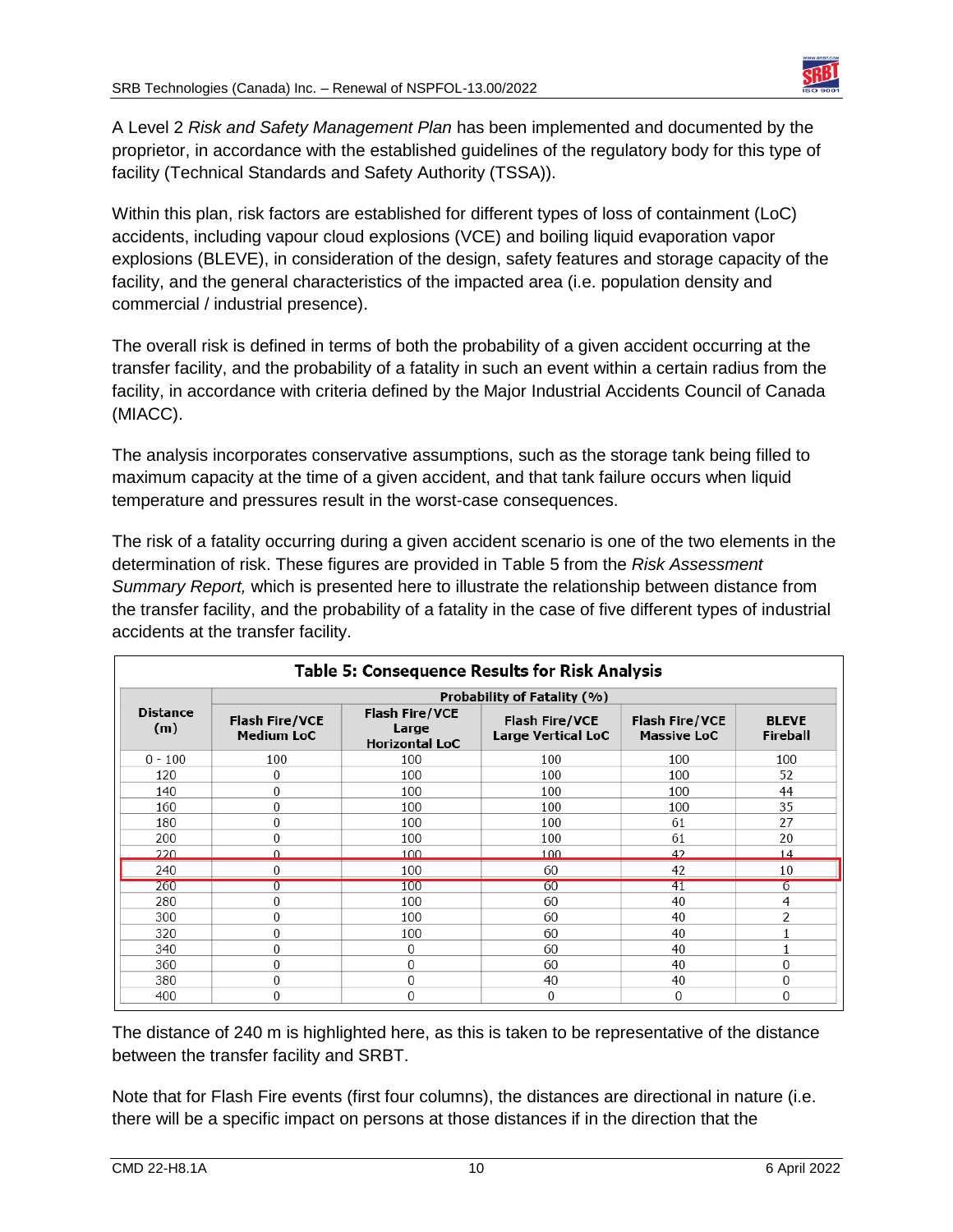A Level 2 *Risk and Safety Management Plan* has been implemented and documented by the proprietor, in accordance with the established guidelines of the regulatory body for this type of facility (Technical Standards and Safety Authority (TSSA)).

Within this plan, risk factors are established for different types of loss of containment (LoC) accidents, including vapour cloud explosions (VCE) and boiling liquid evaporation vapor explosions (BLEVE), in consideration of the design, safety features and storage capacity of the facility, and the general characteristics of the impacted area (i.e. population density and commercial / industrial presence).

The overall risk is defined in terms of both the probability of a given accident occurring at the transfer facility, and the probability of a fatality in such an event within a certain radius from the facility, in accordance with criteria defined by the Major Industrial Accidents Council of Canada (MIACC).

The analysis incorporates conservative assumptions, such as the storage tank being filled to maximum capacity at the time of a given accident, and that tank failure occurs when liquid temperature and pressures result in the worst-case consequences.

The risk of a fatality occurring during a given accident scenario is one of the two elements in the determination of risk. These figures are provided in Table 5 from the *Risk Assessment Summary Report,* which is presented here to illustrate the relationship between distance from the transfer facility, and the probability of a fatality in the case of five different types of industrial accidents at the transfer facility.

**Table 5: Consequence Results for Risk Analysis**

| Distance (m) | Probability of Fatality (%) | | | | |
|---|---|---|---|---|---|
| | Flash Fire/VCE Medium LoC | Flash Fire/VCE Large Horizontal LoC | Flash Fire/VCE Large Vertical LoC | Flash Fire/VCE Massive LoC | BLEVE Fireball |
| 0 - 100 | 100 | 100 | 100 | 100 | 100 |
| 120 | 0 | 100 | 100 | 100 | 52 |
| 140 | 0 | 100 | 100 | 100 | 44 |
| 160 | 0 | 100 | 100 | 100 | 35 |
| 180 | 0 | 100 | 100 | 61 | 27 |
| 200 | 0 | 100 | 100 | 61 | 20 |
| 220 | 0 | 100 | 100 | 42 | 14 |
| 240 | 0 | 100 | 60 | 42 | 10 |
| 260 | 0 | 100 | 60 | 41 | 6 |
| 280 | 0 | 100 | 60 | 40 | 4 |
| 300 | 0 | 100 | 60 | 40 | 2 |
| 320 | 0 | 100 | 60 | 40 | 1 |
| 340 | 0 | 0 | 60 | 40 | 1 |
| 360 | 0 | 0 | 60 | 40 | 0 |
| 380 | 0 | 0 | 40 | 40 | 0 |
| 400 | 0 | 0 | 0 | 0 | 0 |

The distance of 240 m is highlighted here, as this is taken to be representative of the distance between the transfer facility and SRBT.

Note that for Flash Fire events (first four columns), the distances are directional in nature (i.e. there will be a specific impact on persons at those distances if in the direction that the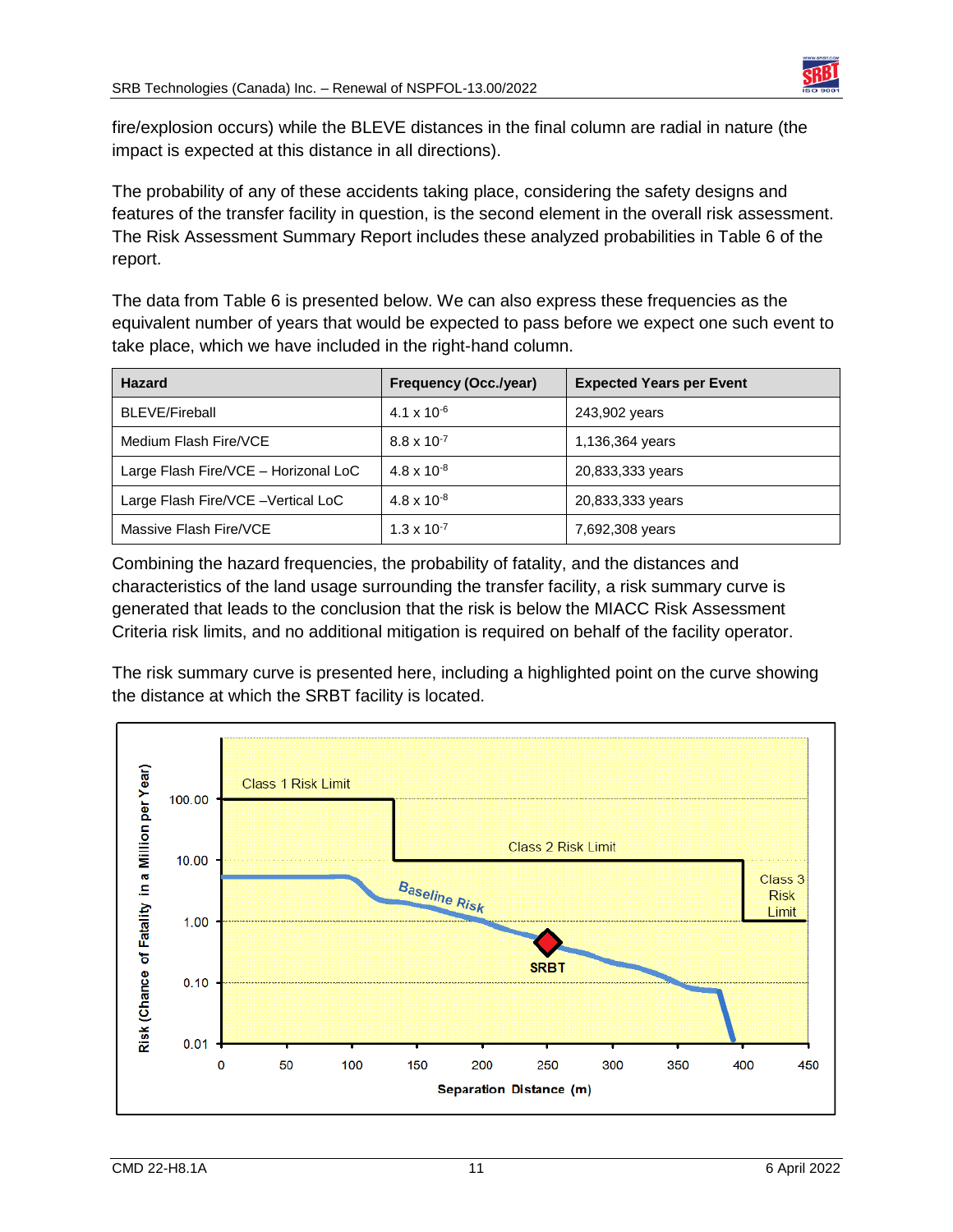fire/explosion occurs) while the BLEVE distances in the final column are radial in nature (the impact is expected at this distance in all directions).

The probability of any of these accidents taking place, considering the safety designs and features of the transfer facility in question, is the second element in the overall risk assessment. The Risk Assessment Summary Report includes these analyzed probabilities in Table 6 of the report.

The data from Table 6 is presented below. We can also express these frequencies as the equivalent number of years that would be expected to pass before we expect one such event to take place, which we have included in the right-hand column.

| Hazard | Frequency (Occ./year) | Expected Years per Event |
| --- | --- | --- |
| BLEVE/Fireball | $4.1 \times 10^{-6}$ | 243,902 years |
| Medium Flash Fire/VCE | $8.8 \times 10^{-7}$ | 1,136,364 years |
| Large Flash Fire/VCE – Horizonal LoC | $4.8 \times 10^{-8}$ | 20,833,333 years |
| Large Flash Fire/VCE –Vertical LoC | $4.8 \times 10^{-8}$ | 20,833,333 years |
| Massive Flash Fire/VCE | $1.3 \times 10^{-7}$ | 7,692,308 years |

Combining the hazard frequencies, the probability of fatality, and the distances and characteristics of the land usage surrounding the transfer facility, a risk summary curve is generated that leads to the conclusion that the risk is below the MIACC Risk Assessment Criteria risk limits, and no additional mitigation is required on behalf of the facility operator.

The risk summary curve is presented here, including a highlighted point on the curve showing the distance at which the SRBT facility is located.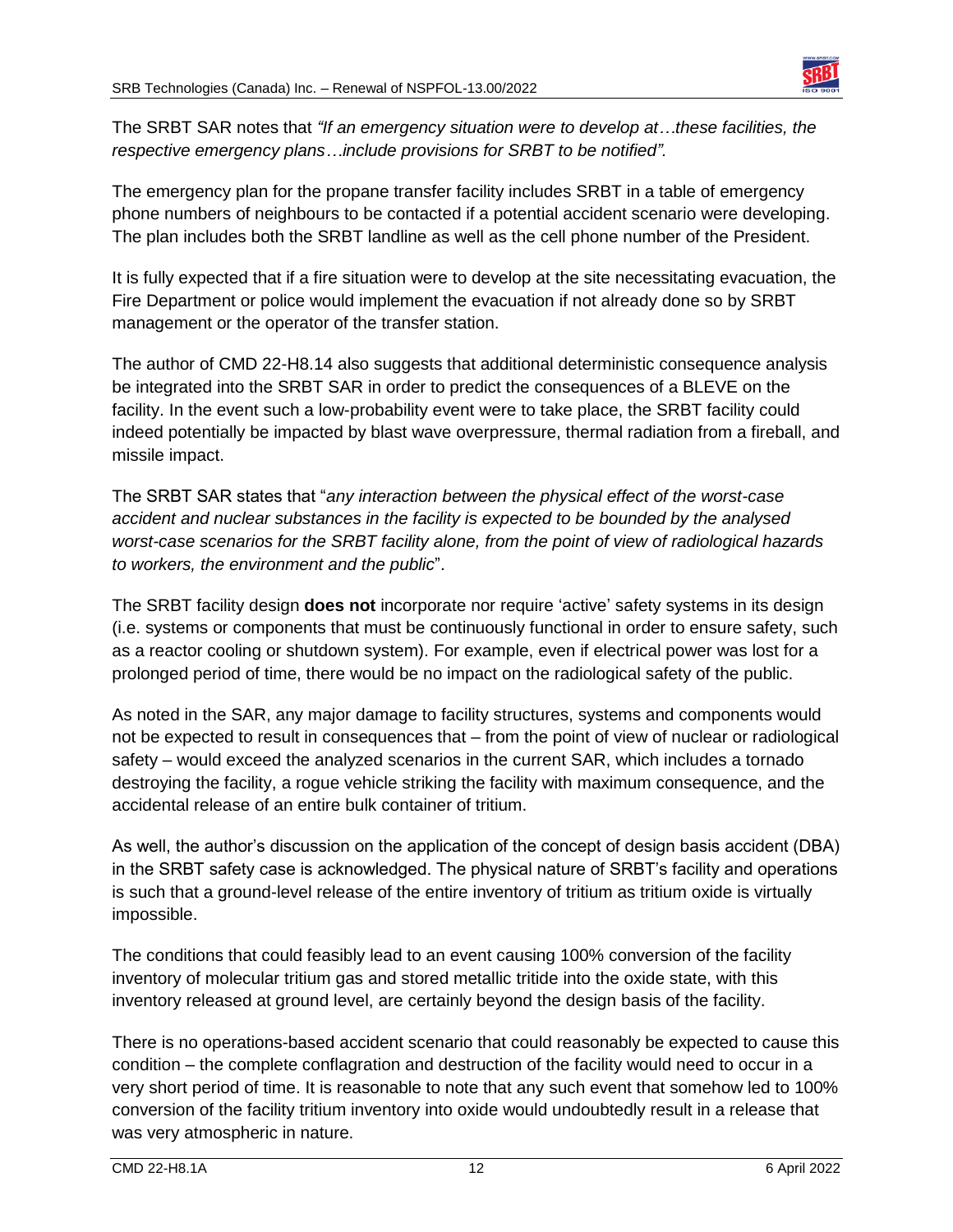The SRBT SAR notes that *"If an emergency situation were to develop at…these facilities, the respective emergency plans…include provisions for SRBT to be notified".*

The emergency plan for the propane transfer facility includes SRBT in a table of emergency phone numbers of neighbours to be contacted if a potential accident scenario were developing. The plan includes both the SRBT landline as well as the cell phone number of the President.

It is fully expected that if a fire situation were to develop at the site necessitating evacuation, the Fire Department or police would implement the evacuation if not already done so by SRBT management or the operator of the transfer station.

The author of CMD 22-H8.14 also suggests that additional deterministic consequence analysis be integrated into the SRBT SAR in order to predict the consequences of a BLEVE on the facility. In the event such a low-probability event were to take place, the SRBT facility could indeed potentially be impacted by blast wave overpressure, thermal radiation from a fireball, and missile impact.

The SRBT SAR states that "*any interaction between the physical effect of the worst-case accident and nuclear substances in the facility is expected to be bounded by the analysed worst-case scenarios for the SRBT facility alone, from the point of view of radiological hazards to workers, the environment and the public*".

The SRBT facility design **does not** incorporate nor require 'active' safety systems in its design (i.e. systems or components that must be continuously functional in order to ensure safety, such as a reactor cooling or shutdown system). For example, even if electrical power was lost for a prolonged period of time, there would be no impact on the radiological safety of the public.

As noted in the SAR, any major damage to facility structures, systems and components would not be expected to result in consequences that – from the point of view of nuclear or radiological safety – would exceed the analyzed scenarios in the current SAR, which includes a tornado destroying the facility, a rogue vehicle striking the facility with maximum consequence, and the accidental release of an entire bulk container of tritium.

As well, the author's discussion on the application of the concept of design basis accident (DBA) in the SRBT safety case is acknowledged. The physical nature of SRBT's facility and operations is such that a ground-level release of the entire inventory of tritium as tritium oxide is virtually impossible.

The conditions that could feasibly lead to an event causing 100% conversion of the facility inventory of molecular tritium gas and stored metallic tritide into the oxide state, with this inventory released at ground level, are certainly beyond the design basis of the facility.

There is no operations-based accident scenario that could reasonably be expected to cause this condition – the complete conflagration and destruction of the facility would need to occur in a very short period of time. It is reasonable to note that any such event that somehow led to 100% conversion of the facility tritium inventory into oxide would undoubtedly result in a release that was very atmospheric in nature.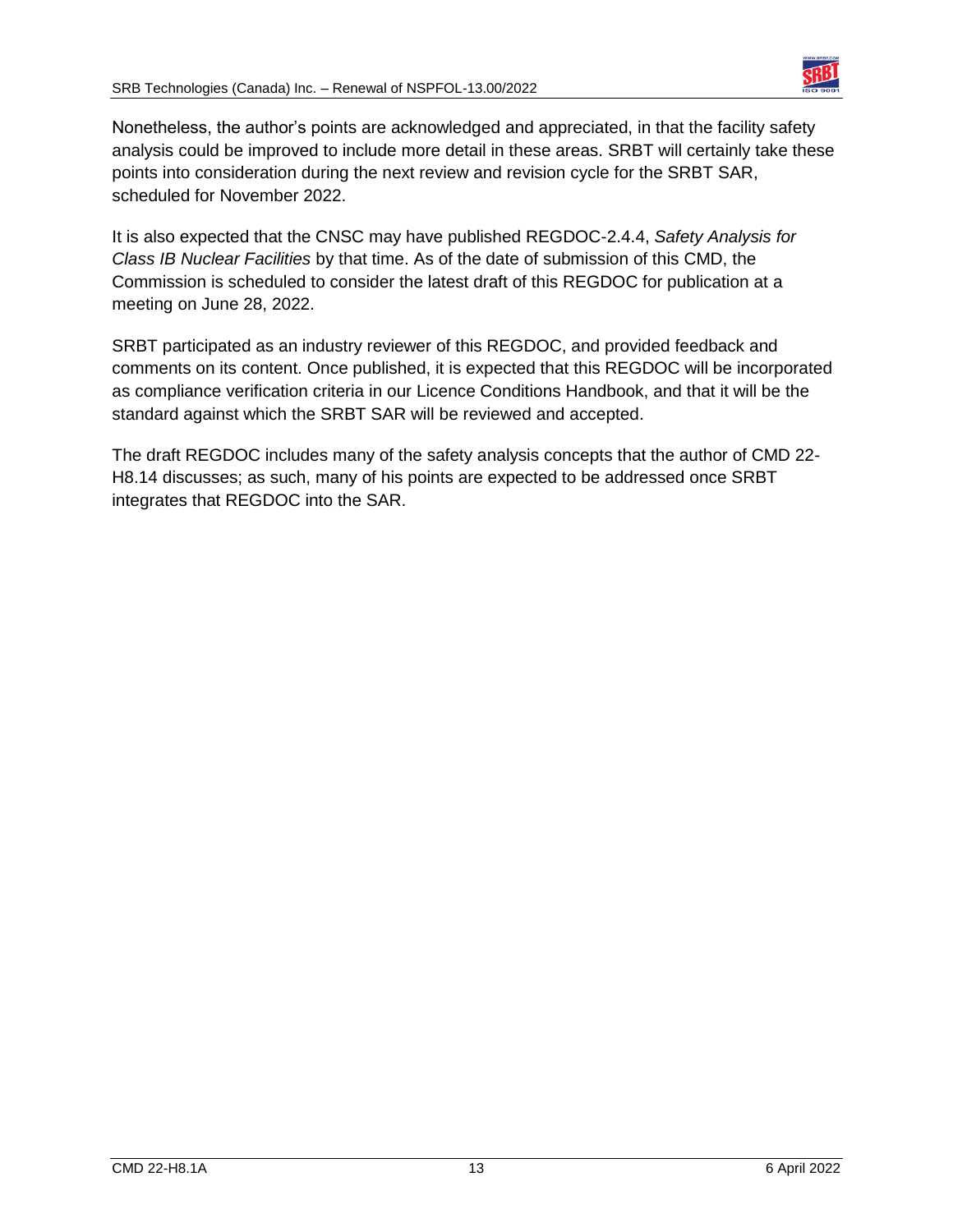Nonetheless, the author's points are acknowledged and appreciated, in that the facility safety analysis could be improved to include more detail in these areas. SRBT will certainly take these points into consideration during the next review and revision cycle for the SRBT SAR, scheduled for November 2022.

It is also expected that the CNSC may have published REGDOC-2.4.4, *Safety Analysis for Class IB Nuclear Facilities* by that time. As of the date of submission of this CMD, the Commission is scheduled to consider the latest draft of this REGDOC for publication at a meeting on June 28, 2022.

SRBT participated as an industry reviewer of this REGDOC, and provided feedback and comments on its content. Once published, it is expected that this REGDOC will be incorporated as compliance verification criteria in our Licence Conditions Handbook, and that it will be the standard against which the SRBT SAR will be reviewed and accepted.

The draft REGDOC includes many of the safety analysis concepts that the author of CMD 22-H8.14 discusses; as such, many of his points are expected to be addressed once SRBT integrates that REGDOC into the SAR.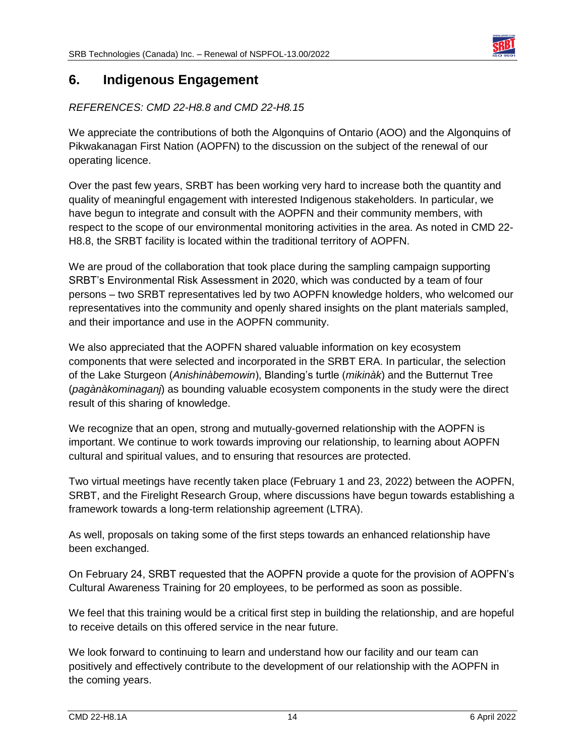## 6. Indigenous Engagement

*REFERENCES: CMD 22-H8.8 and CMD 22-H8.15*

We appreciate the contributions of both the Algonquins of Ontario (AOO) and the Algonquins of Pikwakanagan First Nation (AOPFN) to the discussion on the subject of the renewal of our operating licence.

Over the past few years, SRBT has been working very hard to increase both the quantity and quality of meaningful engagement with interested Indigenous stakeholders. In particular, we have begun to integrate and consult with the AOPFN and their community members, with respect to the scope of our environmental monitoring activities in the area. As noted in CMD 22-H8.8, the SRBT facility is located within the traditional territory of AOPFN.

We are proud of the collaboration that took place during the sampling campaign supporting SRBT's Environmental Risk Assessment in 2020, which was conducted by a team of four persons – two SRBT representatives led by two AOPFN knowledge holders, who welcomed our representatives into the community and openly shared insights on the plant materials sampled, and their importance and use in the AOPFN community.

We also appreciated that the AOPFN shared valuable information on key ecosystem components that were selected and incorporated in the SRBT ERA. In particular, the selection of the Lake Sturgeon (*Anishinàbemowin*), Blanding's turtle (*mikinàk*) and the Butternut Tree (*pagànàkominaganj*) as bounding valuable ecosystem components in the study were the direct result of this sharing of knowledge.

We recognize that an open, strong and mutually-governed relationship with the AOPFN is important. We continue to work towards improving our relationship, to learning about AOPFN cultural and spiritual values, and to ensuring that resources are protected.

Two virtual meetings have recently taken place (February 1 and 23, 2022) between the AOPFN, SRBT, and the Firelight Research Group, where discussions have begun towards establishing a framework towards a long-term relationship agreement (LTRA).

As well, proposals on taking some of the first steps towards an enhanced relationship have been exchanged.

On February 24, SRBT requested that the AOPFN provide a quote for the provision of AOPFN's Cultural Awareness Training for 20 employees, to be performed as soon as possible.

We feel that this training would be a critical first step in building the relationship, and are hopeful to receive details on this offered service in the near future.

We look forward to continuing to learn and understand how our facility and our team can positively and effectively contribute to the development of our relationship with the AOPFN in the coming years.